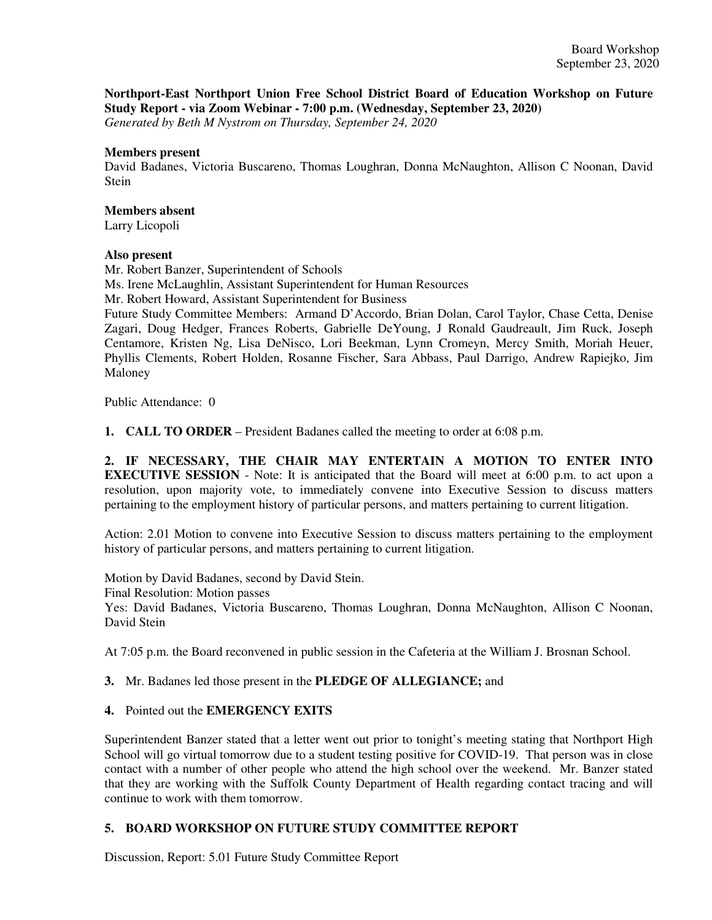Board Workshop
September 23, 2020

**Northport-East Northport Union Free School District Board of Education Workshop on Future Study Report - via Zoom Webinar - 7:00 p.m. (Wednesday, September 23, 2020)**
*Generated by Beth M Nystrom on Thursday, September 24, 2020*

**Members present**
David Badanes, Victoria Buscareno, Thomas Loughran, Donna McNaughton, Allison C Noonan, David Stein

**Members absent**
Larry Licopoli

**Also present**
Mr. Robert Banzer, Superintendent of Schools
Ms. Irene McLaughlin, Assistant Superintendent for Human Resources
Mr. Robert Howard, Assistant Superintendent for Business
Future Study Committee Members: Armand D'Accordo, Brian Dolan, Carol Taylor, Chase Cetta, Denise Zagari, Doug Hedger, Frances Roberts, Gabrielle DeYoung, J Ronald Gaudreault, Jim Ruck, Joseph Centamore, Kristen Ng, Lisa DeNisco, Lori Beekman, Lynn Cromeyn, Mercy Smith, Moriah Heuer, Phyllis Clements, Robert Holden, Rosanne Fischer, Sara Abbass, Paul Darrigo, Andrew Rapiejko, Jim Maloney

Public Attendance: 0

**1. CALL TO ORDER** – President Badanes called the meeting to order at 6:08 p.m.

**2. IF NECESSARY, THE CHAIR MAY ENTERTAIN A MOTION TO ENTER INTO EXECUTIVE SESSION** - Note: It is anticipated that the Board will meet at 6:00 p.m. to act upon a resolution, upon majority vote, to immediately convene into Executive Session to discuss matters pertaining to the employment history of particular persons, and matters pertaining to current litigation.

Action: 2.01 Motion to convene into Executive Session to discuss matters pertaining to the employment history of particular persons, and matters pertaining to current litigation.

Motion by David Badanes, second by David Stein.
Final Resolution: Motion passes
Yes: David Badanes, Victoria Buscareno, Thomas Loughran, Donna McNaughton, Allison C Noonan, David Stein

At 7:05 p.m. the Board reconvened in public session in the Cafeteria at the William J. Brosnan School.

**3.** Mr. Badanes led those present in the **PLEDGE OF ALLEGIANCE;** and

**4.** Pointed out the **EMERGENCY EXITS**

Superintendent Banzer stated that a letter went out prior to tonight's meeting stating that Northport High School will go virtual tomorrow due to a student testing positive for COVID-19. That person was in close contact with a number of other people who attend the high school over the weekend. Mr. Banzer stated that they are working with the Suffolk County Department of Health regarding contact tracing and will continue to work with them tomorrow.

**5. BOARD WORKSHOP ON FUTURE STUDY COMMITTEE REPORT**

Discussion, Report: 5.01 Future Study Committee Report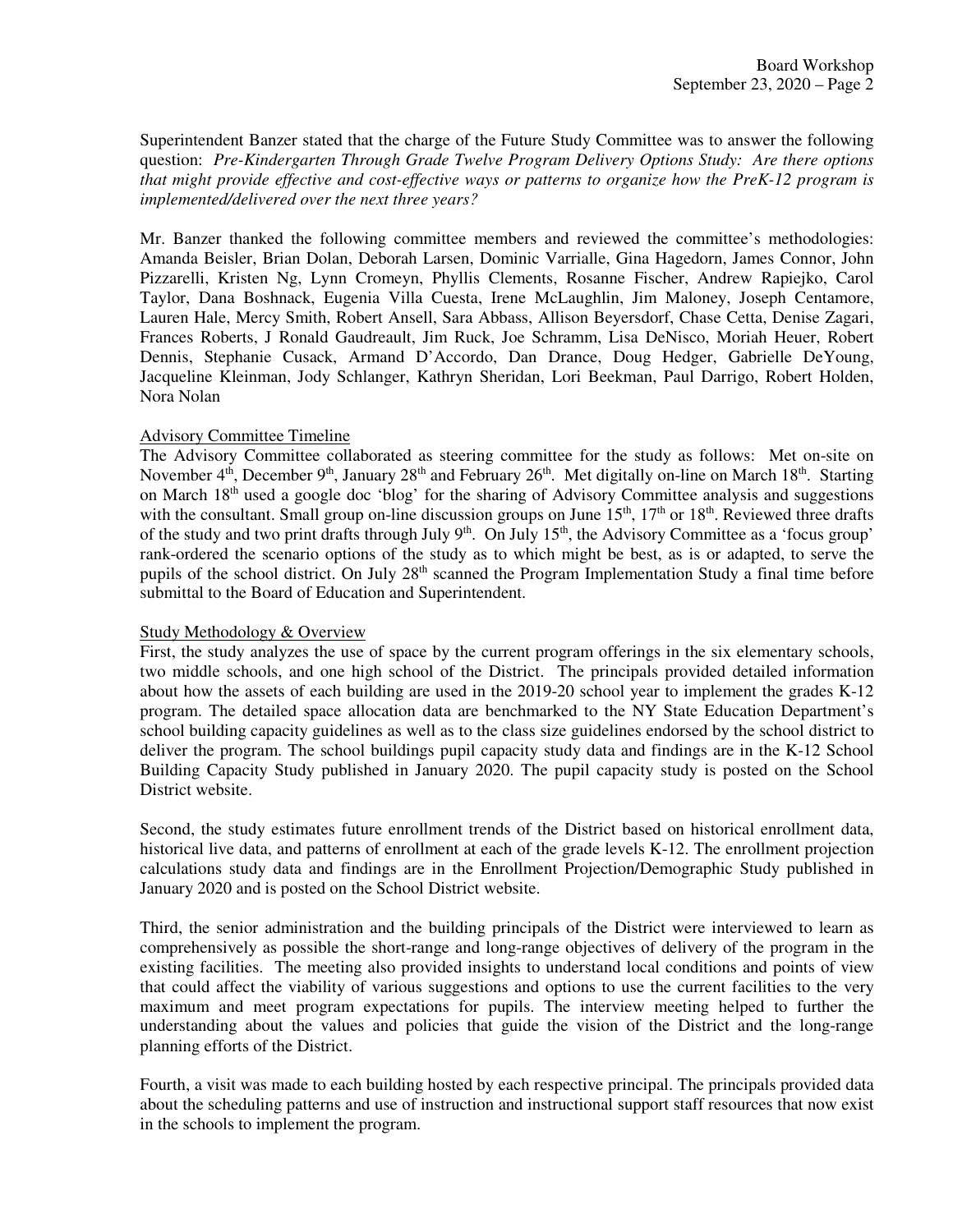Superintendent Banzer stated that the charge of the Future Study Committee was to answer the following question: *Pre-Kindergarten Through Grade Twelve Program Delivery Options Study: Are there options that might provide effective and cost-effective ways or patterns to organize how the PreK-12 program is implemented/delivered over the next three years?*

Mr. Banzer thanked the following committee members and reviewed the committee's methodologies: Amanda Beisler, Brian Dolan, Deborah Larsen, Dominic Varrialle, Gina Hagedorn, James Connor, John Pizzarelli, Kristen Ng, Lynn Cromeyn, Phyllis Clements, Rosanne Fischer, Andrew Rapiejko, Carol Taylor, Dana Boshnack, Eugenia Villa Cuesta, Irene McLaughlin, Jim Maloney, Joseph Centamore, Lauren Hale, Mercy Smith, Robert Ansell, Sara Abbass, Allison Beyersdorf, Chase Cetta, Denise Zagari, Frances Roberts, J Ronald Gaudreault, Jim Ruck, Joe Schramm, Lisa DeNisco, Moriah Heuer, Robert Dennis, Stephanie Cusack, Armand D'Accordo, Dan Drance, Doug Hedger, Gabrielle DeYoung, Jacqueline Kleinman, Jody Schlanger, Kathryn Sheridan, Lori Beekman, Paul Darrigo, Robert Holden, Nora Nolan

<u>Advisory Committee Timeline</u>

The Advisory Committee collaborated as steering committee for the study as follows: Met on-site on November 4th, December 9th, January 28th and February 26th. Met digitally on-line on March 18th. Starting on March 18th used a google doc 'blog' for the sharing of Advisory Committee analysis and suggestions with the consultant. Small group on-line discussion groups on June 15th, 17th or 18th. Reviewed three drafts of the study and two print drafts through July 9th. On July 15th, the Advisory Committee as a 'focus group' rank-ordered the scenario options of the study as to which might be best, as is or adapted, to serve the pupils of the school district. On July 28th scanned the Program Implementation Study a final time before submittal to the Board of Education and Superintendent.

<u>Study Methodology & Overview</u>

First, the study analyzes the use of space by the current program offerings in the six elementary schools, two middle schools, and one high school of the District. The principals provided detailed information about how the assets of each building are used in the 2019-20 school year to implement the grades K-12 program. The detailed space allocation data are benchmarked to the NY State Education Department's school building capacity guidelines as well as to the class size guidelines endorsed by the school district to deliver the program. The school buildings pupil capacity study data and findings are in the K-12 School Building Capacity Study published in January 2020. The pupil capacity study is posted on the School District website.

Second, the study estimates future enrollment trends of the District based on historical enrollment data, historical live data, and patterns of enrollment at each of the grade levels K-12. The enrollment projection calculations study data and findings are in the Enrollment Projection/Demographic Study published in January 2020 and is posted on the School District website.

Third, the senior administration and the building principals of the District were interviewed to learn as comprehensively as possible the short-range and long-range objectives of delivery of the program in the existing facilities. The meeting also provided insights to understand local conditions and points of view that could affect the viability of various suggestions and options to use the current facilities to the very maximum and meet program expectations for pupils. The interview meeting helped to further the understanding about the values and policies that guide the vision of the District and the long-range planning efforts of the District.

Fourth, a visit was made to each building hosted by each respective principal. The principals provided data about the scheduling patterns and use of instruction and instructional support staff resources that now exist in the schools to implement the program.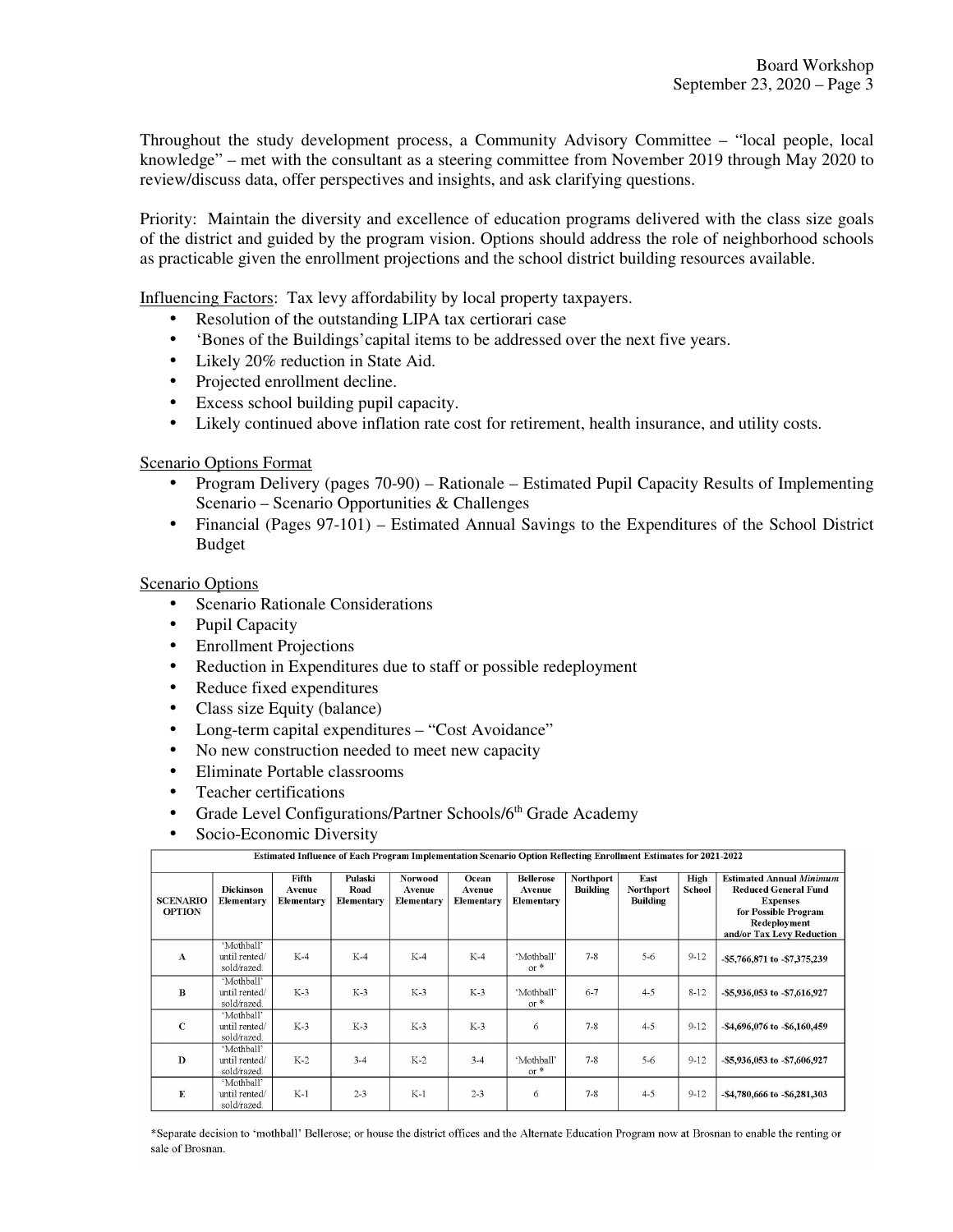Throughout the study development process, a Community Advisory Committee – "local people, local knowledge" – met with the consultant as a steering committee from November 2019 through May 2020 to review/discuss data, offer perspectives and insights, and ask clarifying questions.

Priority: Maintain the diversity and excellence of education programs delivered with the class size goals of the district and guided by the program vision. Options should address the role of neighborhood schools as practicable given the enrollment projections and the school district building resources available.

Influencing Factors: Tax levy affordability by local property taxpayers.

- Resolution of the outstanding LIPA tax certiorari case
- 'Bones of the Buildings' capital items to be addressed over the next five years.
- Likely 20% reduction in State Aid.
- Projected enrollment decline.
- Excess school building pupil capacity.
- Likely continued above inflation rate cost for retirement, health insurance, and utility costs.

Scenario Options Format

- Program Delivery (pages 70-90) – Rationale – Estimated Pupil Capacity Results of Implementing Scenario – Scenario Opportunities & Challenges
- Financial (Pages 97-101) – Estimated Annual Savings to the Expenditures of the School District Budget

Scenario Options

- Scenario Rationale Considerations
- Pupil Capacity
- Enrollment Projections
- Reduction in Expenditures due to staff or possible redeployment
- Reduce fixed expenditures
- Class size Equity (balance)
- Long-term capital expenditures – "Cost Avoidance"
- No new construction needed to meet new capacity
- Eliminate Portable classrooms
- Teacher certifications
- Grade Level Configurations/Partner Schools/6th Grade Academy
- Socio-Economic Diversity

**Estimated Influence of Each Program Implementation Scenario Option Reflecting Enrollment Estimates for 2021-2022**

| SCENARIO OPTION | Dickinson Elementary | Fifth Avenue Elementary | Pulaski Road Elementary | Norwood Avenue Elementary | Ocean Avenue Elementary | Bellerose Avenue Elementary | Northport Building | East Northport Building | High School | Estimated Annual *Minimum* Reduced General Fund Expenses for Possible Program Redeployment and/or Tax Levy Reduction |
|---|---|---|---|---|---|---|---|---|---|---|
| A | 'Mothball' until rented/ sold/razed. | K-4 | K-4 | K-4 | K-4 | 'Mothball' or * | 7-8 | 5-6 | 9-12 | -$5,766,871 to -$7,375,239 |
| B | 'Mothball' until rented/ sold/razed. | K-3 | K-3 | K-3 | K-3 | 'Mothball' or * | 6-7 | 4-5 | 8-12 | -$5,936,053 to -$7,616,927 |
| C | 'Mothball' until rented/ sold/razed. | K-3 | K-3 | K-3 | K-3 | 6 | 7-8 | 4-5 | 9-12 | -$4,696,076 to -$6,160,459 |
| D | 'Mothball' until rented/ sold/razed. | K-2 | 3-4 | K-2 | 3-4 | 'Mothball' or * | 7-8 | 5-6 | 9-12 | -$5,936,053 to -$7,606,927 |
| E | 'Mothball' until rented/ sold/razed. | K-1 | 2-3 | K-1 | 2-3 | 6 | 7-8 | 4-5 | 9-12 | -$4,780,666 to -$6,281,303 |

*Separate decision to 'mothball' Bellerose; or house the district offices and the Alternate Education Program now at Brosnan to enable the renting or sale of Brosnan.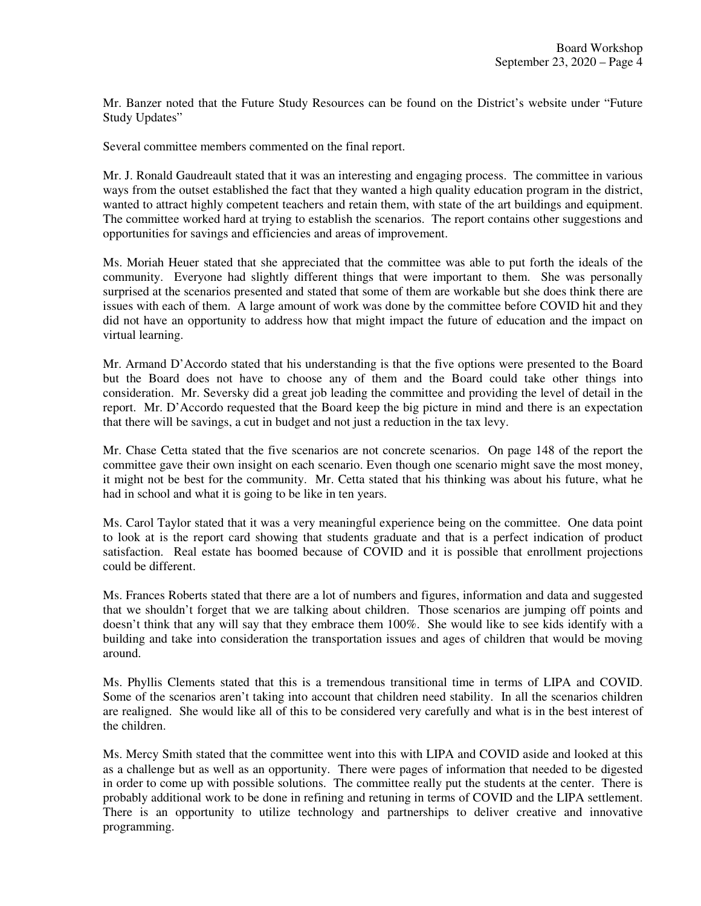Mr. Banzer noted that the Future Study Resources can be found on the District's website under "Future Study Updates"

Several committee members commented on the final report.

Mr. J. Ronald Gaudreault stated that it was an interesting and engaging process. The committee in various ways from the outset established the fact that they wanted a high quality education program in the district, wanted to attract highly competent teachers and retain them, with state of the art buildings and equipment. The committee worked hard at trying to establish the scenarios. The report contains other suggestions and opportunities for savings and efficiencies and areas of improvement.

Ms. Moriah Heuer stated that she appreciated that the committee was able to put forth the ideals of the community. Everyone had slightly different things that were important to them. She was personally surprised at the scenarios presented and stated that some of them are workable but she does think there are issues with each of them. A large amount of work was done by the committee before COVID hit and they did not have an opportunity to address how that might impact the future of education and the impact on virtual learning.

Mr. Armand D'Accordo stated that his understanding is that the five options were presented to the Board but the Board does not have to choose any of them and the Board could take other things into consideration. Mr. Seversky did a great job leading the committee and providing the level of detail in the report. Mr. D'Accordo requested that the Board keep the big picture in mind and there is an expectation that there will be savings, a cut in budget and not just a reduction in the tax levy.

Mr. Chase Cetta stated that the five scenarios are not concrete scenarios. On page 148 of the report the committee gave their own insight on each scenario. Even though one scenario might save the most money, it might not be best for the community. Mr. Cetta stated that his thinking was about his future, what he had in school and what it is going to be like in ten years.

Ms. Carol Taylor stated that it was a very meaningful experience being on the committee. One data point to look at is the report card showing that students graduate and that is a perfect indication of product satisfaction. Real estate has boomed because of COVID and it is possible that enrollment projections could be different.

Ms. Frances Roberts stated that there are a lot of numbers and figures, information and data and suggested that we shouldn't forget that we are talking about children. Those scenarios are jumping off points and doesn't think that any will say that they embrace them 100%. She would like to see kids identify with a building and take into consideration the transportation issues and ages of children that would be moving around.

Ms. Phyllis Clements stated that this is a tremendous transitional time in terms of LIPA and COVID. Some of the scenarios aren't taking into account that children need stability. In all the scenarios children are realigned. She would like all of this to be considered very carefully and what is in the best interest of the children.

Ms. Mercy Smith stated that the committee went into this with LIPA and COVID aside and looked at this as a challenge but as well as an opportunity. There were pages of information that needed to be digested in order to come up with possible solutions. The committee really put the students at the center. There is probably additional work to be done in refining and retuning in terms of COVID and the LIPA settlement. There is an opportunity to utilize technology and partnerships to deliver creative and innovative programming.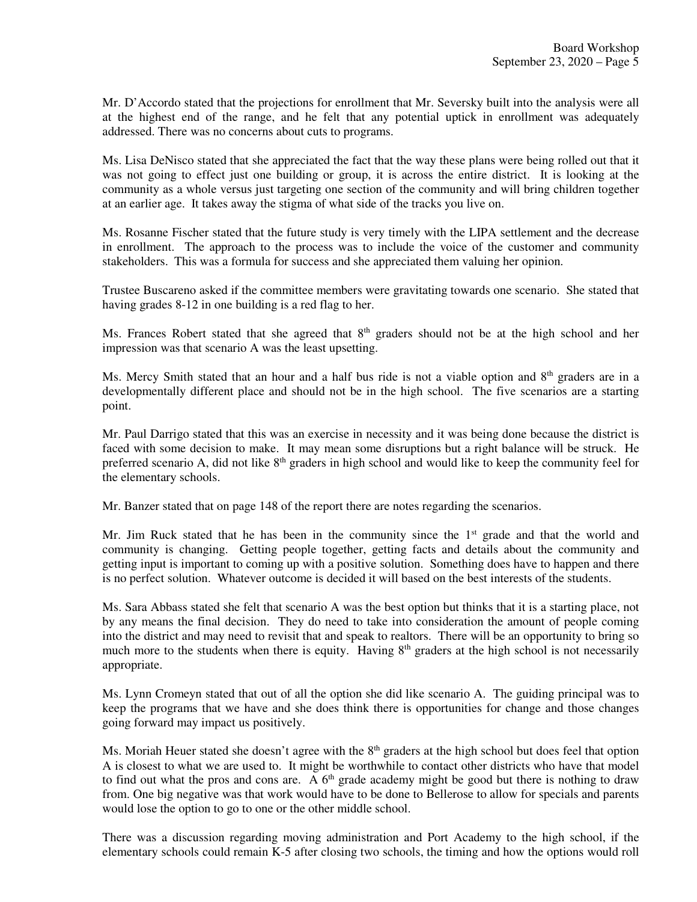Mr. D'Accordo stated that the projections for enrollment that Mr. Seversky built into the analysis were all at the highest end of the range, and he felt that any potential uptick in enrollment was adequately addressed. There was no concerns about cuts to programs.

Ms. Lisa DeNisco stated that she appreciated the fact that the way these plans were being rolled out that it was not going to effect just one building or group, it is across the entire district. It is looking at the community as a whole versus just targeting one section of the community and will bring children together at an earlier age. It takes away the stigma of what side of the tracks you live on.

Ms. Rosanne Fischer stated that the future study is very timely with the LIPA settlement and the decrease in enrollment. The approach to the process was to include the voice of the customer and community stakeholders. This was a formula for success and she appreciated them valuing her opinion.

Trustee Buscareno asked if the committee members were gravitating towards one scenario. She stated that having grades 8-12 in one building is a red flag to her.

Ms. Frances Robert stated that she agreed that 8th graders should not be at the high school and her impression was that scenario A was the least upsetting.

Ms. Mercy Smith stated that an hour and a half bus ride is not a viable option and 8th graders are in a developmentally different place and should not be in the high school. The five scenarios are a starting point.

Mr. Paul Darrigo stated that this was an exercise in necessity and it was being done because the district is faced with some decision to make. It may mean some disruptions but a right balance will be struck. He preferred scenario A, did not like 8th graders in high school and would like to keep the community feel for the elementary schools.

Mr. Banzer stated that on page 148 of the report there are notes regarding the scenarios.

Mr. Jim Ruck stated that he has been in the community since the 1st grade and that the world and community is changing. Getting people together, getting facts and details about the community and getting input is important to coming up with a positive solution. Something does have to happen and there is no perfect solution. Whatever outcome is decided it will based on the best interests of the students.

Ms. Sara Abbass stated she felt that scenario A was the best option but thinks that it is a starting place, not by any means the final decision. They do need to take into consideration the amount of people coming into the district and may need to revisit that and speak to realtors. There will be an opportunity to bring so much more to the students when there is equity. Having 8th graders at the high school is not necessarily appropriate.

Ms. Lynn Cromeyn stated that out of all the option she did like scenario A. The guiding principal was to keep the programs that we have and she does think there is opportunities for change and those changes going forward may impact us positively.

Ms. Moriah Heuer stated she doesn't agree with the 8th graders at the high school but does feel that option A is closest to what we are used to. It might be worthwhile to contact other districts who have that model to find out what the pros and cons are. A 6th grade academy might be good but there is nothing to draw from. One big negative was that work would have to be done to Bellerose to allow for specials and parents would lose the option to go to one or the other middle school.

There was a discussion regarding moving administration and Port Academy to the high school, if the elementary schools could remain K-5 after closing two schools, the timing and how the options would roll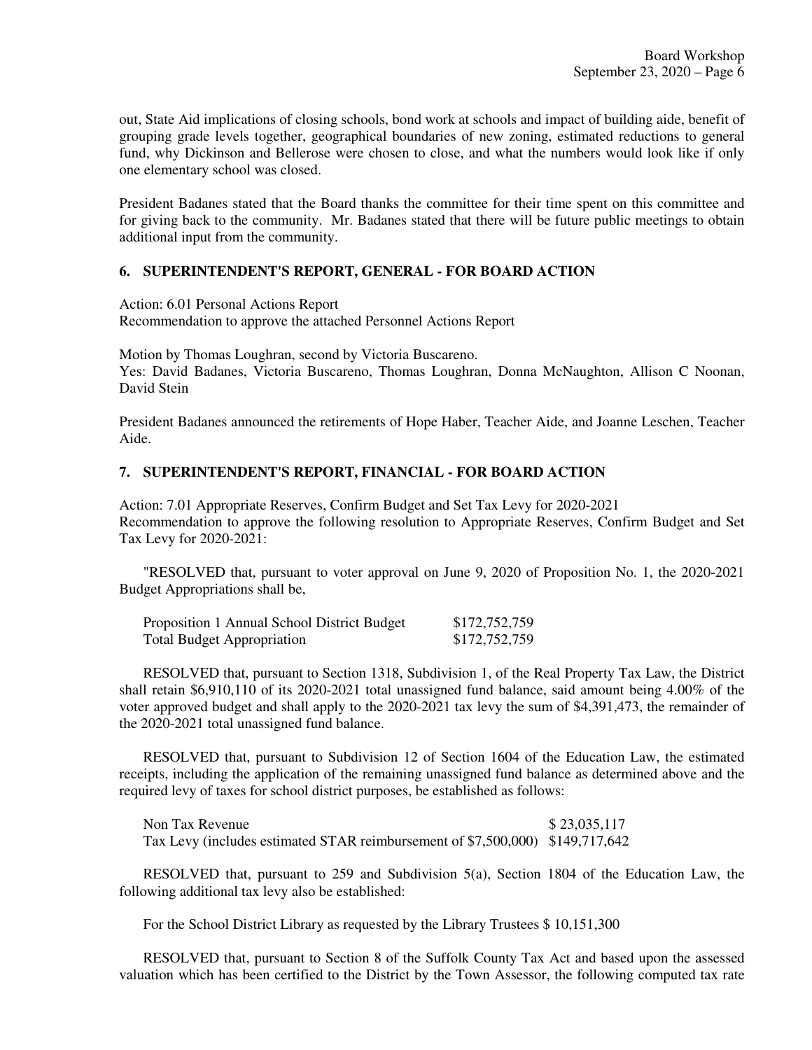out, State Aid implications of closing schools, bond work at schools and impact of building aide, benefit of grouping grade levels together, geographical boundaries of new zoning, estimated reductions to general fund, why Dickinson and Bellerose were chosen to close, and what the numbers would look like if only one elementary school was closed.

President Badanes stated that the Board thanks the committee for their time spent on this committee and for giving back to the community. Mr. Badanes stated that there will be future public meetings to obtain additional input from the community.

## 6. SUPERINTENDENT'S REPORT, GENERAL - FOR BOARD ACTION

Action: 6.01 Personal Actions Report
Recommendation to approve the attached Personnel Actions Report

Motion by Thomas Loughran, second by Victoria Buscareno.
Yes: David Badanes, Victoria Buscareno, Thomas Loughran, Donna McNaughton, Allison C Noonan, David Stein

President Badanes announced the retirements of Hope Haber, Teacher Aide, and Joanne Leschen, Teacher Aide.

## 7. SUPERINTENDENT'S REPORT, FINANCIAL - FOR BOARD ACTION

Action: 7.01 Appropriate Reserves, Confirm Budget and Set Tax Levy for 2020-2021
Recommendation to approve the following resolution to Appropriate Reserves, Confirm Budget and Set Tax Levy for 2020-2021:

"RESOLVED that, pursuant to voter approval on June 9, 2020 of Proposition No. 1, the 2020-2021 Budget Appropriations shall be,

| | |
|---|---|
| Proposition 1 Annual School District Budget | \$172,752,759 |
| Total Budget Appropriation | \$172,752,759 |

RESOLVED that, pursuant to Section 1318, Subdivision 1, of the Real Property Tax Law, the District shall retain \$6,910,110 of its 2020-2021 total unassigned fund balance, said amount being 4.00% of the voter approved budget and shall apply to the 2020-2021 tax levy the sum of \$4,391,473, the remainder of the 2020-2021 total unassigned fund balance.

RESOLVED that, pursuant to Subdivision 12 of Section 1604 of the Education Law, the estimated receipts, including the application of the remaining unassigned fund balance as determined above and the required levy of taxes for school district purposes, be established as follows:

| | |
|---|---|
| Non Tax Revenue | \$ 23,035,117 |
| Tax Levy (includes estimated STAR reimbursement of \$7,500,000) | \$149,717,642 |

RESOLVED that, pursuant to 259 and Subdivision 5(a), Section 1804 of the Education Law, the following additional tax levy also be established:

For the School District Library as requested by the Library Trustees \$ 10,151,300

RESOLVED that, pursuant to Section 8 of the Suffolk County Tax Act and based upon the assessed valuation which has been certified to the District by the Town Assessor, the following computed tax rate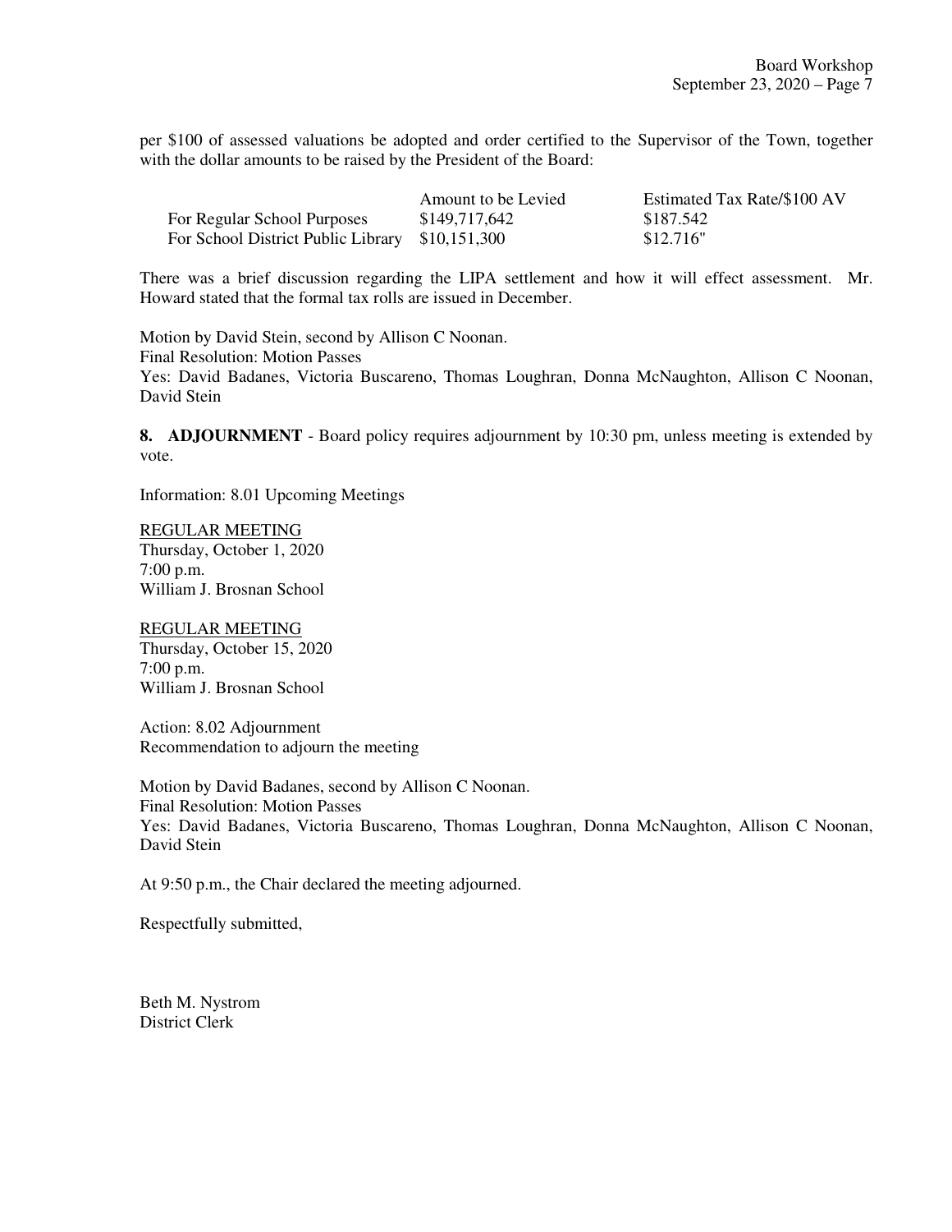per $100 of assessed valuations be adopted and order certified to the Supervisor of the Town, together with the dollar amounts to be raised by the President of the Board:

| | Amount to be Levied | Estimated Tax Rate/$100 AV |
|---|---|---|
| For Regular School Purposes | $149,717,642 | $187.542 |
| For School District Public Library | $10,151,300 | $12.716" |

There was a brief discussion regarding the LIPA settlement and how it will effect assessment. Mr. Howard stated that the formal tax rolls are issued in December.

Motion by David Stein, second by Allison C Noonan.
Final Resolution: Motion Passes
Yes: David Badanes, Victoria Buscareno, Thomas Loughran, Donna McNaughton, Allison C Noonan, David Stein

**8. ADJOURNMENT** - Board policy requires adjournment by 10:30 pm, unless meeting is extended by vote.

Information: 8.01 Upcoming Meetings

REGULAR MEETING
Thursday, October 1, 2020
7:00 p.m.
William J. Brosnan School

REGULAR MEETING
Thursday, October 15, 2020
7:00 p.m.
William J. Brosnan School

Action: 8.02 Adjournment
Recommendation to adjourn the meeting

Motion by David Badanes, second by Allison C Noonan.
Final Resolution: Motion Passes
Yes: David Badanes, Victoria Buscareno, Thomas Loughran, Donna McNaughton, Allison C Noonan, David Stein

At 9:50 p.m., the Chair declared the meeting adjourned.

Respectfully submitted,

Beth M. Nystrom
District Clerk